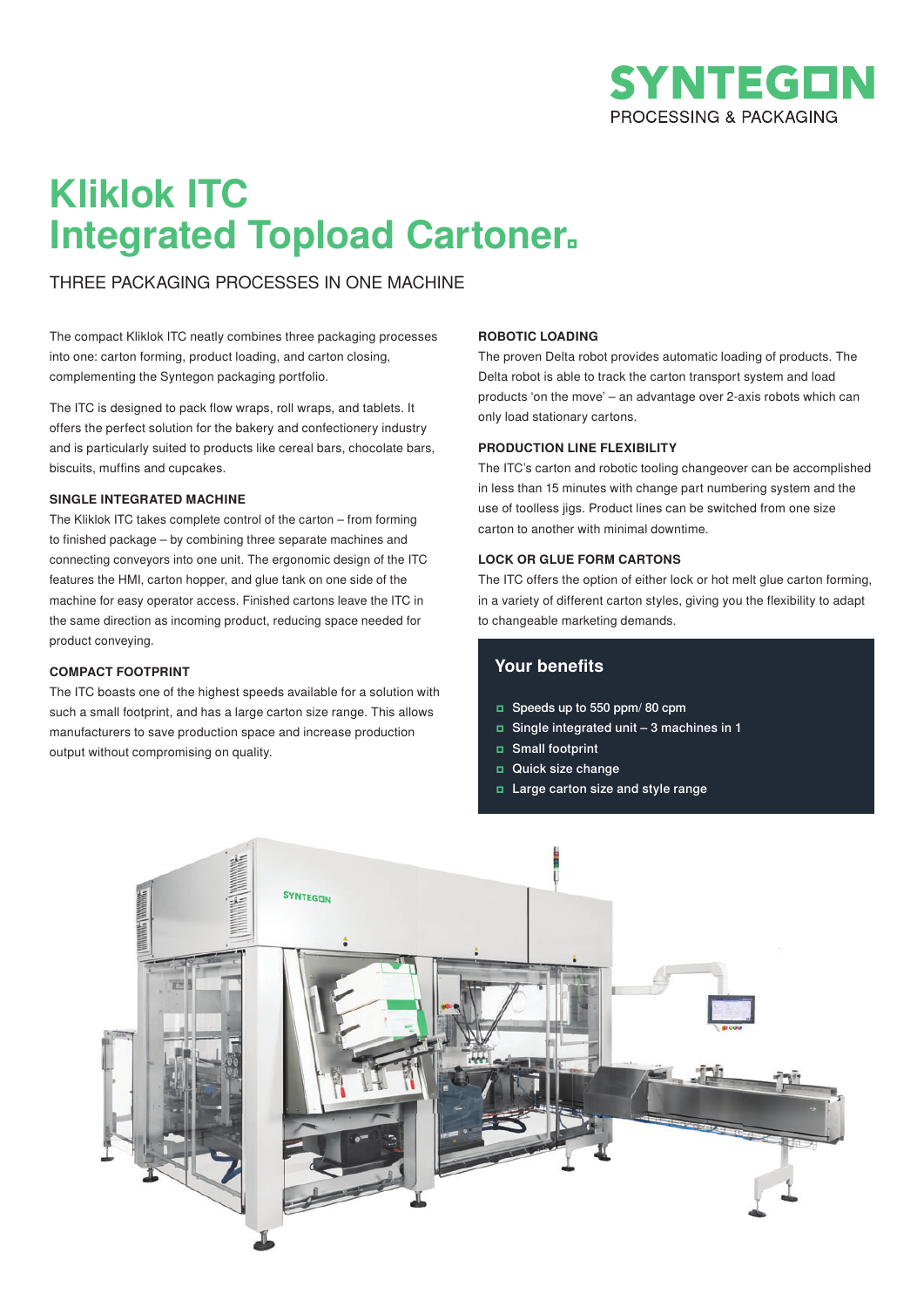SYNTEGON
PROCESSING & PACKAGING

# Kliklok ITC
# Integrated Topload Cartoner

THREE PACKAGING PROCESSES IN ONE MACHINE

The compact Kliklok ITC neatly combines three packaging processes into one: carton forming, product loading, and carton closing, complementing the Syntegon packaging portfolio.

The ITC is designed to pack flow wraps, roll wraps, and tablets. It offers the perfect solution for the bakery and confectionery industry and is particularly suited to products like cereal bars, chocolate bars, biscuits, muffins and cupcakes.

### SINGLE INTEGRATED MACHINE

The Kliklok ITC takes complete control of the carton – from forming to finished package – by combining three separate machines and connecting conveyors into one unit. The ergonomic design of the ITC features the HMI, carton hopper, and glue tank on one side of the machine for easy operator access. Finished cartons leave the ITC in the same direction as incoming product, reducing space needed for product conveying.

### COMPACT FOOTPRINT

The ITC boasts one of the highest speeds available for a solution with such a small footprint, and has a large carton size range. This allows manufacturers to save production space and increase production output without compromising on quality.

### ROBOTIC LOADING

The proven Delta robot provides automatic loading of products. The Delta robot is able to track the carton transport system and load products 'on the move' – an advantage over 2-axis robots which can only load stationary cartons.

### PRODUCTION LINE FLEXIBILITY

The ITC's carton and robotic tooling changeover can be accomplished in less than 15 minutes with change part numbering system and the use of toolless jigs. Product lines can be switched from one size carton to another with minimal downtime.

### LOCK OR GLUE FORM CARTONS

The ITC offers the option of either lock or hot melt glue carton forming, in a variety of different carton styles, giving you the flexibility to adapt to changeable marketing demands.

## Your benefits

- Speeds up to 550 ppm/ 80 cpm
- Single integrated unit – 3 machines in 1
- Small footprint
- Quick size change
- Large carton size and style range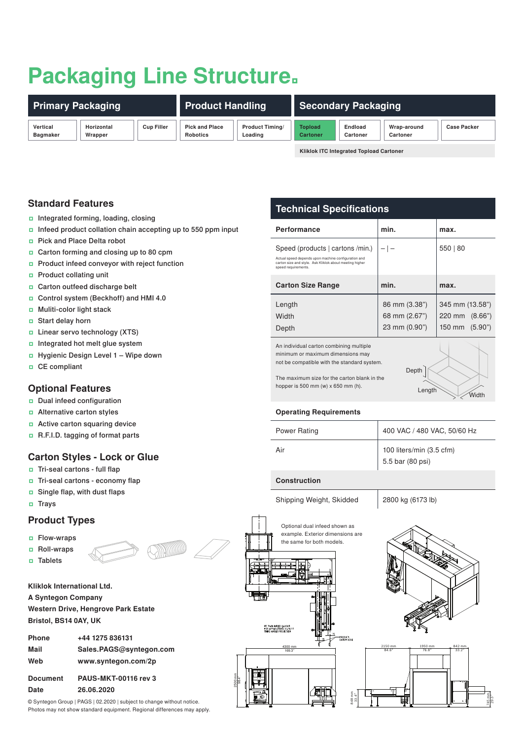# Packaging Line Structure

| Primary Packaging | | | Product Handling | | Secondary Packaging | | | |
|---|---|---|---|---|---|---|---|---|
| Vertical Bagmaker | Horizontal Wrapper | Cup Filler | Pick and Place Robotics | Product Timing/ Loading | **Topload Cartoner** | Endload Cartoner | Wrap-around Cartoner | Case Packer |

**Kliklok ITC Integrated Topload Cartoner**

## Standard Features

- Integrated forming, loading, closing
- Infeed product collation chain accepting up to 550 ppm input
- Pick and Place Delta robot
- Carton forming and closing up to 80 cpm
- Product infeed conveyor with reject function
- Product collating unit
- Carton outfeed discharge belt
- Control system (Beckhoff) and HMI 4.0
- Muliti-color light stack
- Start delay horn
- Linear servo technology (XTS)
- Integrated hot melt glue system
- Hygienic Design Level 1 – Wipe down
- CE compliant

## Optional Features

- Dual infeed configuration
- Alternative carton styles
- Active carton squaring device
- R.F.I.D. tagging of format parts

## Carton Styles - Lock or Glue

- Tri-seal cartons - full flap
- Tri-seal cartons - economy flap
- Single flap, with dust flaps
- Trays

## Product Types

- Flow-wraps
- Roll-wraps
- Tablets

## Technical Specifications

| Performance | min. | max. |
|---|---|---|
| Speed (products \| cartons /min.)<br>Actual speed depends upon machine configuration and carton size and style. Ask Kliklok about meeting higher speed requirements. | – \| – | 550 \| 80 |
| **Carton Size Range** | **min.** | **max.** |
| Length | 86 mm (3.38") | 345 mm (13.58") |
| Width | 68 mm (2.67") | 220 mm (8.66") |
| Depth | 23 mm (0.90") | 150 mm (5.90") |

An individual carton combining multiple minimum or maximum dimensions may not be compatible with the standard system.

The maximum size for the carton blank in the hopper is 500 mm (w) x 650 mm (h).

Depth
Length
Width

### Operating Requirements

| | |
|---|---|
| Power Rating | 400 VAC / 480 VAC, 50/60 Hz |
| Air | 100 liters/min (3.5 cfm)<br>5.5 bar (80 psi) |

### Construction

| | |
|---|---|
| Shipping Weight, Skidded | 2800 kg (6173 lb) |

Optional dual infeed shown as example. Exterior dimensions are the same for both models.

4300 mm
169.3"
2500 mm
98.4"
2150 mm
84.6"
1950 mm
76.8"
842 mm
33.2"
848 mm
33.4"
745 mm
29.3"

**Kliklok International Ltd.**
**A Syntegon Company**
**Western Drive, Hengrove Park Estate**
**Bristol, BS14 0AY, UK**

| | |
|---|---|
| **Phone** | **+44 1275 836131** |
| **Mail** | **Sales.PAGS@syntegon.com** |
| **Web** | **www.syntegon.com/2p** |
| **Document** | **PAUS-MKT-00116 rev 3** |
| **Date** | **26.06.2020** |

© Syntegon Group | PAGS | 02.2020 | subject to change without notice.
Photos may not show standard equipment. Regional differences may apply.